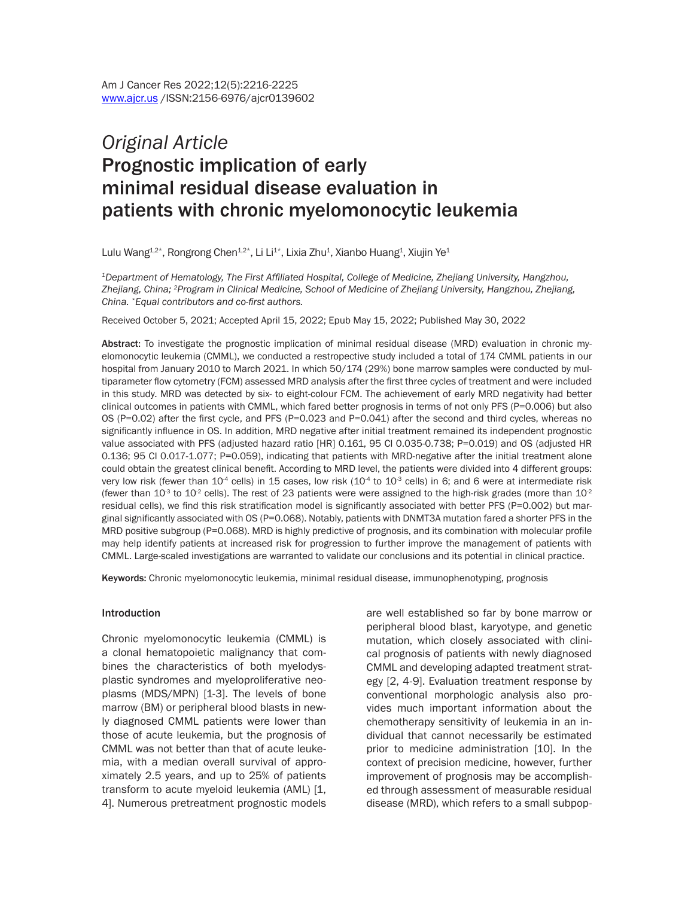*Original Article*

# Prognostic implication of early minimal residual disease evaluation in patients with chronic myelomonocytic leukemia

Lulu Wang[1,2*], Rongrong Chen[1,2*], Li Li[1*], Lixia Zhu[1], Xianbo Huang[1], Xiujin Ye[1]

*[1]Department of Hematology, The First Affiliated Hospital, College of Medicine, Zhejiang University, Hangzhou, Zhejiang, China; [2]Program in Clinical Medicine, School of Medicine of Zhejiang University, Hangzhou, Zhejiang, China. *Equal contributors and co-first authors.*

Received October 5, 2021; Accepted April 15, 2022; Epub May 15, 2022; Published May 30, 2022

**Abstract:** To investigate the prognostic implication of minimal residual disease (MRD) evaluation in chronic myelomonocytic leukemia (CMML), we conducted a restropective study included a total of 174 CMML patients in our hospital from January 2010 to March 2021. In which 50/174 (29%) bone marrow samples were conducted by multiparameter flow cytometry (FCM) assessed MRD analysis after the first three cycles of treatment and were included in this study. MRD was detected by six- to eight-colour FCM. The achievement of early MRD negativity had better clinical outcomes in patients with CMML, which fared better prognosis in terms of not only PFS (P=0.006) but also OS (P=0.02) after the first cycle, and PFS (P=0.023 and P=0.041) after the second and third cycles, whereas no significantly influence in OS. In addition, MRD negative after initial treatment remained its independent prognostic value associated with PFS (adjusted hazard ratio [HR] 0.161, 95 CI 0.035-0.738; P=0.019) and OS (adjusted HR 0.136; 95 CI 0.017-1.077; P=0.059), indicating that patients with MRD-negative after the initial treatment alone could obtain the greatest clinical benefit. According to MRD level, the patients were divided into 4 different groups: very low risk (fewer than $10^{-4}$ cells) in 15 cases, low risk ($10^{-4}$ to $10^{-3}$ cells) in 6; and 6 were at intermediate risk (fewer than $10^{-3}$ to $10^{-2}$ cells). The rest of 23 patients were were assigned to the high-risk grades (more than $10^{-2}$ residual cells), we find this risk stratification model is significantly associated with better PFS (P=0.002) but marginal significantly associated with OS (P=0.068). Notably, patients with DNMT3A mutation fared a shorter PFS in the MRD positive subgroup (P=0.068). MRD is highly predictive of prognosis, and its combination with molecular profile may help identify patients at increased risk for progression to further improve the management of patients with CMML. Large-scaled investigations are warranted to validate our conclusions and its potential in clinical practice.

**Keywords:** Chronic myelomonocytic leukemia, minimal residual disease, immunophenotyping, prognosis

## Introduction

Chronic myelomonocytic leukemia (CMML) is a clonal hematopoietic malignancy that combines the characteristics of both myelodysplastic syndromes and myeloproliferative neoplasms (MDS/MPN) [1-3]. The levels of bone marrow (BM) or peripheral blood blasts in newly diagnosed CMML patients were lower than those of acute leukemia, but the prognosis of CMML was not better than that of acute leukemia, with a median overall survival of approximately 2.5 years, and up to 25% of patients transform to acute myeloid leukemia (AML) [1, 4]. Numerous pretreatment prognostic models are well established so far by bone marrow or peripheral blood blast, karyotype, and genetic mutation, which closely associated with clinical prognosis of patients with newly diagnosed CMML and developing adapted treatment strategy [2, 4-9]. Evaluation treatment response by conventional morphologic analysis also provides much important information about the chemotherapy sensitivity of leukemia in an individual that cannot necessarily be estimated prior to medicine administration [10]. In the context of precision medicine, however, further improvement of prognosis may be accomplished through assessment of measurable residual disease (MRD), which refers to a small subpop-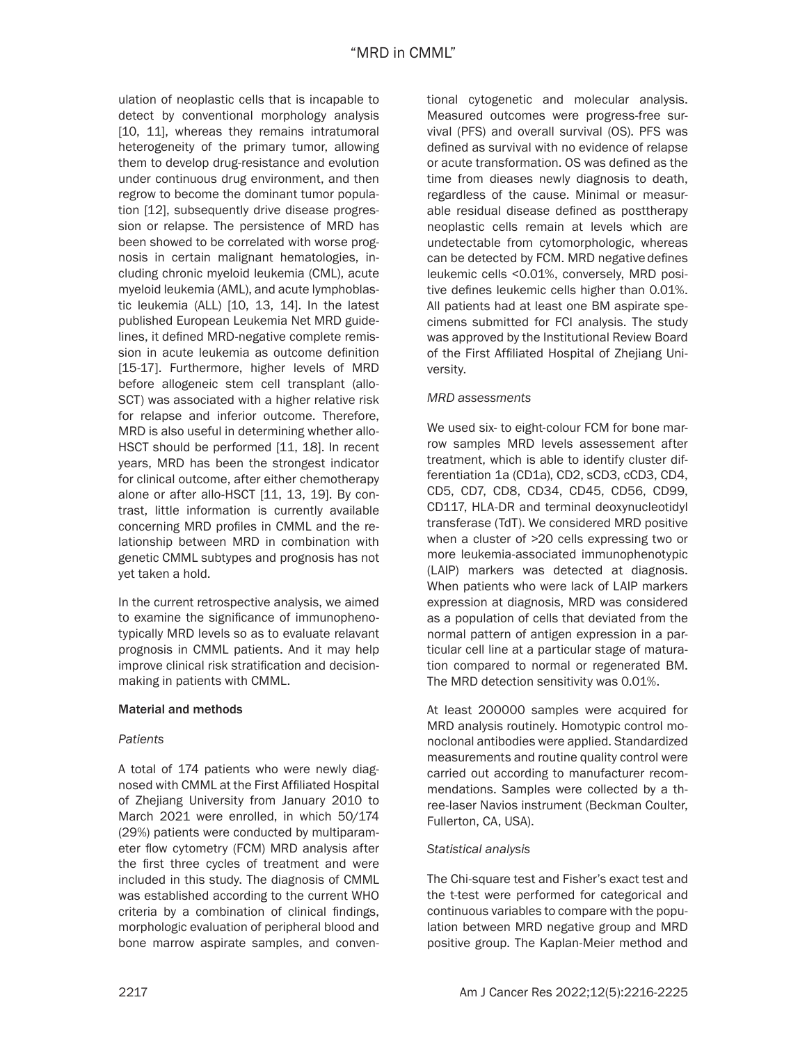ulation of neoplastic cells that is incapable to detect by conventional morphology analysis [10, 11], whereas they remains intratumoral heterogeneity of the primary tumor, allowing them to develop drug-resistance and evolution under continuous drug environment, and then regrow to become the dominant tumor population [12], subsequently drive disease progression or relapse. The persistence of MRD has been showed to be correlated with worse prognosis in certain malignant hematologies, including chronic myeloid leukemia (CML), acute myeloid leukemia (AML), and acute lymphoblastic leukemia (ALL) [10, 13, 14]. In the latest published European Leukemia Net MRD guidelines, it defined MRD-negative complete remission in acute leukemia as outcome definition [15-17]. Furthermore, higher levels of MRD before allogeneic stem cell transplant (allo-SCT) was associated with a higher relative risk for relapse and inferior outcome. Therefore, MRD is also useful in determining whether allo-HSCT should be performed [11, 18]. In recent years, MRD has been the strongest indicator for clinical outcome, after either chemotherapy alone or after allo-HSCT [11, 13, 19]. By contrast, little information is currently available concerning MRD profiles in CMML and the relationship between MRD in combination with genetic CMML subtypes and prognosis has not yet taken a hold.

In the current retrospective analysis, we aimed to examine the significance of immunophenotypically MRD levels so as to evaluate relavant prognosis in CMML patients. And it may help improve clinical risk stratification and decision-making in patients with CMML.

## Material and methods

### *Patients*

A total of 174 patients who were newly diagnosed with CMML at the First Affiliated Hospital of Zhejiang University from January 2010 to March 2021 were enrolled, in which 50/174 (29%) patients were conducted by multiparameter flow cytometry (FCM) MRD analysis after the first three cycles of treatment and were included in this study. The diagnosis of CMML was established according to the current WHO criteria by a combination of clinical findings, morphologic evaluation of peripheral blood and bone marrow aspirate samples, and conventional cytogenetic and molecular analysis. Measured outcomes were progress-free survival (PFS) and overall survival (OS). PFS was defined as survival with no evidence of relapse or acute transformation. OS was defined as the time from dieases newly diagnosis to death, regardless of the cause. Minimal or measurable residual disease defined as posttherapy neoplastic cells remain at levels which are undetectable from cytomorphologic, whereas can be detected by FCM. MRD negative defines leukemic cells <0.01%, conversely, MRD positive defines leukemic cells higher than 0.01%. All patients had at least one BM aspirate specimens submitted for FCI analysis. The study was approved by the Institutional Review Board of the First Affiliated Hospital of Zhejiang University.

### *MRD assessments*

We used six- to eight-colour FCM for bone marrow samples MRD levels assessement after treatment, which is able to identify cluster differentiation 1a (CD1a), CD2, sCD3, cCD3, CD4, CD5, CD7, CD8, CD34, CD45, CD56, CD99, CD117, HLA-DR and terminal deoxynucleotidyl transferase (TdT). We considered MRD positive when a cluster of >20 cells expressing two or more leukemia-associated immunophenotypic (LAIP) markers was detected at diagnosis. When patients who were lack of LAIP markers expression at diagnosis, MRD was considered as a population of cells that deviated from the normal pattern of antigen expression in a particular cell line at a particular stage of maturation compared to normal or regenerated BM. The MRD detection sensitivity was 0.01%.

At least 200000 samples were acquired for MRD analysis routinely. Homotypic control monoclonal antibodies were applied. Standardized measurements and routine quality control were carried out according to manufacturer recommendations. Samples were collected by a three-laser Navios instrument (Beckman Coulter, Fullerton, CA, USA).

### *Statistical analysis*

The Chi-square test and Fisher's exact test and the t-test were performed for categorical and continuous variables to compare with the population between MRD negative group and MRD positive group. The Kaplan-Meier method and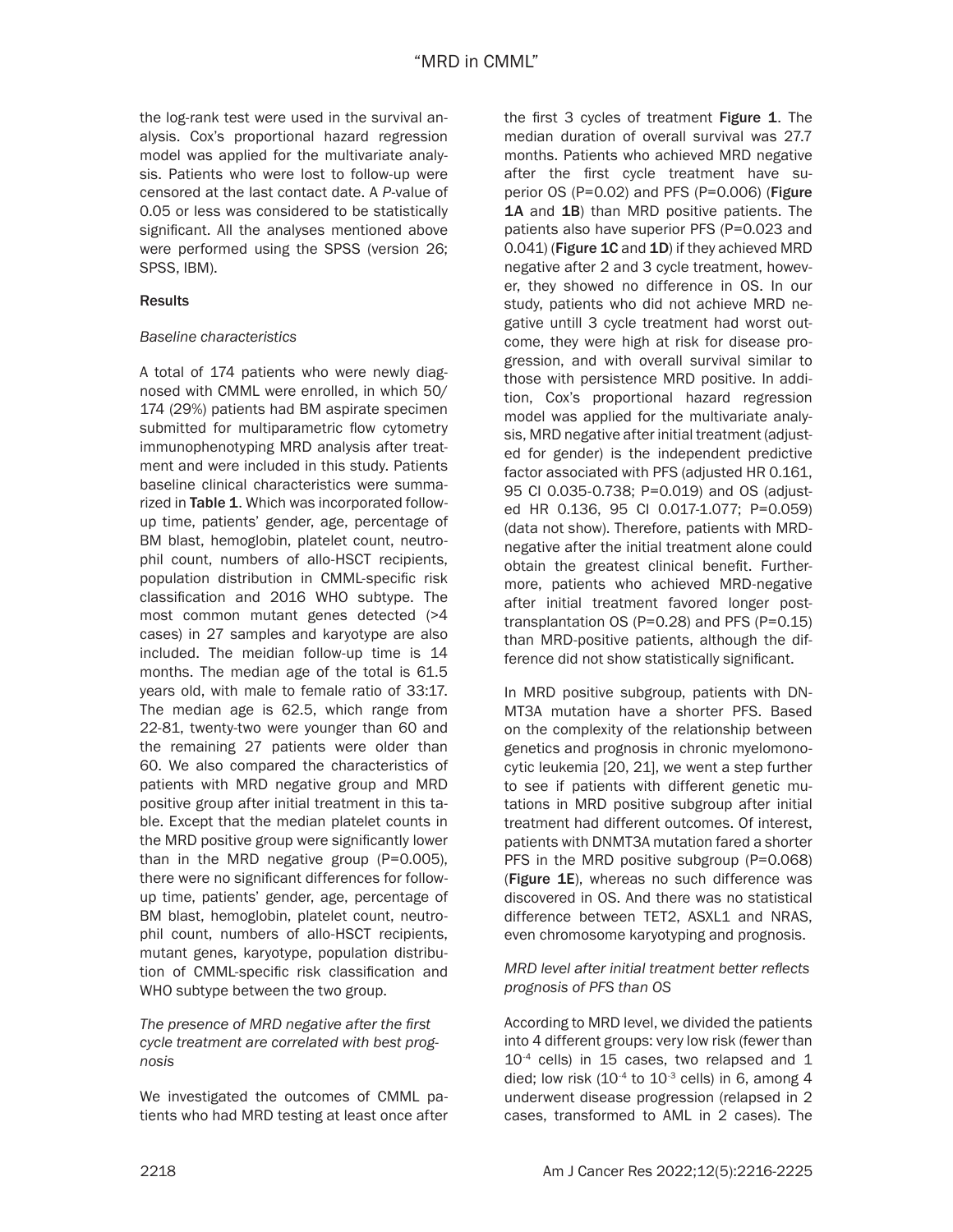the log-rank test were used in the survival analysis. Cox's proportional hazard regression model was applied for the multivariate analysis. Patients who were lost to follow-up were censored at the last contact date. A *P*-value of 0.05 or less was considered to be statistically significant. All the analyses mentioned above were performed using the SPSS (version 26; SPSS, IBM).

## Results

### *Baseline characteristics*

A total of 174 patients who were newly diagnosed with CMML were enrolled, in which 50/174 (29%) patients had BM aspirate specimen submitted for multiparametric flow cytometry immunophenotyping MRD analysis after treatment and were included in this study. Patients baseline clinical characteristics were summarized in **Table 1**. Which was incorporated follow-up time, patients' gender, age, percentage of BM blast, hemoglobin, platelet count, neutrophil count, numbers of allo-HSCT recipients, population distribution in CMML-specific risk classification and 2016 WHO subtype. The most common mutant genes detected (>4 cases) in 27 samples and karyotype are also included. The meidian follow-up time is 14 months. The median age of the total is 61.5 years old, with male to female ratio of 33:17. The median age is 62.5, which range from 22-81, twenty-two were younger than 60 and the remaining 27 patients were older than 60. We also compared the characteristics of patients with MRD negative group and MRD positive group after initial treatment in this table. Except that the median platelet counts in the MRD positive group were significantly lower than in the MRD negative group (P=0.005), there were no significant differences for follow-up time, patients' gender, age, percentage of BM blast, hemoglobin, platelet count, neutrophil count, numbers of allo-HSCT recipients, mutant genes, karyotype, population distribution of CMML-specific risk classification and WHO subtype between the two group.

### *The presence of MRD negative after the first cycle treatment are correlated with best prognosis*

We investigated the outcomes of CMML patients who had MRD testing at least once after the first 3 cycles of treatment **Figure 1**. The median duration of overall survival was 27.7 months. Patients who achieved MRD negative after the first cycle treatment have superior OS (P=0.02) and PFS (P=0.006) (**Figure 1A** and **1B**) than MRD positive patients. The patients also have superior PFS (P=0.023 and 0.041) (**Figure 1C** and **1D**) if they achieved MRD negative after 2 and 3 cycle treatment, however, they showed no difference in OS. In our study, patients who did not achieve MRD negative untill 3 cycle treatment had worst outcome, they were high at risk for disease progression, and with overall survival similar to those with persistence MRD positive. In addition, Cox's proportional hazard regression model was applied for the multivariate analysis, MRD negative after initial treatment (adjusted for gender) is the independent predictive factor associated with PFS (adjusted HR 0.161, 95 CI 0.035-0.738; P=0.019) and OS (adjusted HR 0.136, 95 CI 0.017-1.077; P=0.059) (data not show). Therefore, patients with MRD-negative after the initial treatment alone could obtain the greatest clinical benefit. Furthermore, patients who achieved MRD-negative after initial treatment favored longer post-transplantation OS (P=0.28) and PFS (P=0.15) than MRD-positive patients, although the difference did not show statistically significant.

In MRD positive subgroup, patients with DNMT3A mutation have a shorter PFS. Based on the complexity of the relationship between genetics and prognosis in chronic myelomonocytic leukemia [20, 21], we went a step further to see if patients with different genetic mutations in MRD positive subgroup after initial treatment had different outcomes. Of interest, patients with DNMT3A mutation fared a shorter PFS in the MRD positive subgroup (P=0.068) (**Figure 1E**), whereas no such difference was discovered in OS. And there was no statistical difference between TET2, ASXL1 and NRAS, even chromosome karyotyping and prognosis.

### *MRD level after initial treatment better reflects prognosis of PFS than OS*

According to MRD level, we divided the patients into 4 different groups: very low risk (fewer than $10^{-4}$ cells) in 15 cases, two relapsed and 1 died; low risk ($10^{-4}$ to $10^{-3}$ cells) in 6, among 4 underwent disease progression (relapsed in 2 cases, transformed to AML in 2 cases). The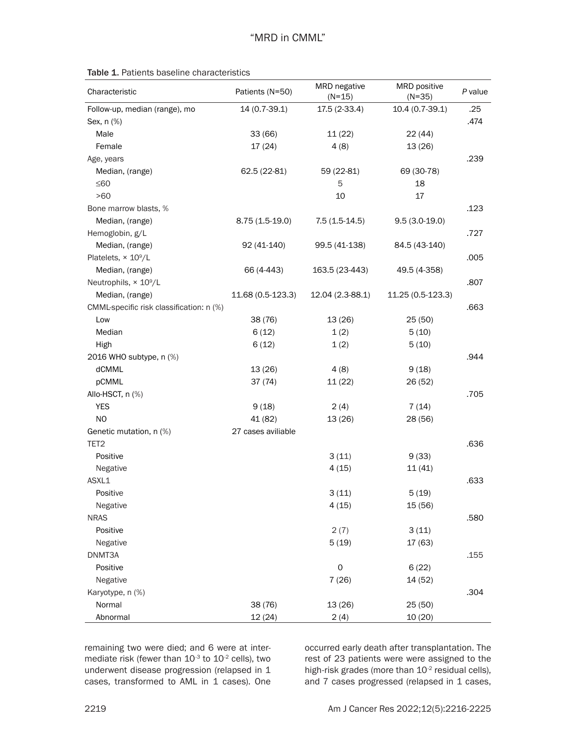Table 1. Patients baseline characteristics

| Characteristic | Patients (N=50) | MRD negative (N=15) | MRD positive (N=35) | *P* value |
|---|---|---|---|---|
| Follow-up, median (range), mo | 14 (0.7-39.1) | 17.5 (2-33.4) | 10.4 (0.7-39.1) | .25 |
| Sex, n (%) | | | | .474 |
| Male | 33 (66) | 11 (22) | 22 (44) | |
| Female | 17 (24) | 4 (8) | 13 (26) | |
| Age, years | | | | .239 |
| Median, (range) | 62.5 (22-81) | 59 (22-81) | 69 (30-78) | |
| ≤60 | | 5 | 18 | |
| >60 | | 10 | 17 | |
| Bone marrow blasts, % | | | | .123 |
| Median, (range) | 8.75 (1.5-19.0) | 7.5 (1.5-14.5) | 9.5 (3.0-19.0) | |
| Hemoglobin, g/L | | | | .727 |
| Median, (range) | 92 (41-140) | 99.5 (41-138) | 84.5 (43-140) | |
| Platelets, × $10^9$/L | | | | .005 |
| Median, (range) | 66 (4-443) | 163.5 (23-443) | 49.5 (4-358) | |
| Neutrophils, × $10^9$/L | | | | .807 |
| Median, (range) | 11.68 (0.5-123.3) | 12.04 (2.3-88.1) | 11.25 (0.5-123.3) | |
| CMML-specific risk classification: n (%) | | | | .663 |
| Low | 38 (76) | 13 (26) | 25 (50) | |
| Median | 6 (12) | 1 (2) | 5 (10) | |
| High | 6 (12) | 1 (2) | 5 (10) | |
| 2016 WHO subtype, n (%) | | | | .944 |
| dCMML | 13 (26) | 4 (8) | 9 (18) | |
| pCMML | 37 (74) | 11 (22) | 26 (52) | |
| Allo-HSCT, n (%) | | | | .705 |
| YES | 9 (18) | 2 (4) | 7 (14) | |
| NO | 41 (82) | 13 (26) | 28 (56) | |
| Genetic mutation, n (%) | 27 cases aviliable | | | |
| TET2 | | | | .636 |
| Positive | | 3 (11) | 9 (33) | |
| Negative | | 4 (15) | 11 (41) | |
| ASXL1 | | | | .633 |
| Positive | | 3 (11) | 5 (19) | |
| Negative | | 4 (15) | 15 (56) | |
| NRAS | | | | .580 |
| Positive | | 2 (7) | 3 (11) | |
| Negative | | 5 (19) | 17 (63) | |
| DNMT3A | | | | .155 |
| Positive | | 0 | 6 (22) | |
| Negative | | 7 (26) | 14 (52) | |
| Karyotype, n (%) | | | | .304 |
| Normal | 38 (76) | 13 (26) | 25 (50) | |
| Abnormal | 12 (24) | 2 (4) | 10 (20) | |

remaining two were died; and 6 were at intermediate risk (fewer than $10^{-3}$ to $10^{-2}$ cells), two underwent disease progression (relapsed in 1 cases, transformed to AML in 1 cases). One occurred early death after transplantation. The rest of 23 patients were were assigned to the high-risk grades (more than $10^{-2}$ residual cells), and 7 cases progressed (relapsed in 1 cases,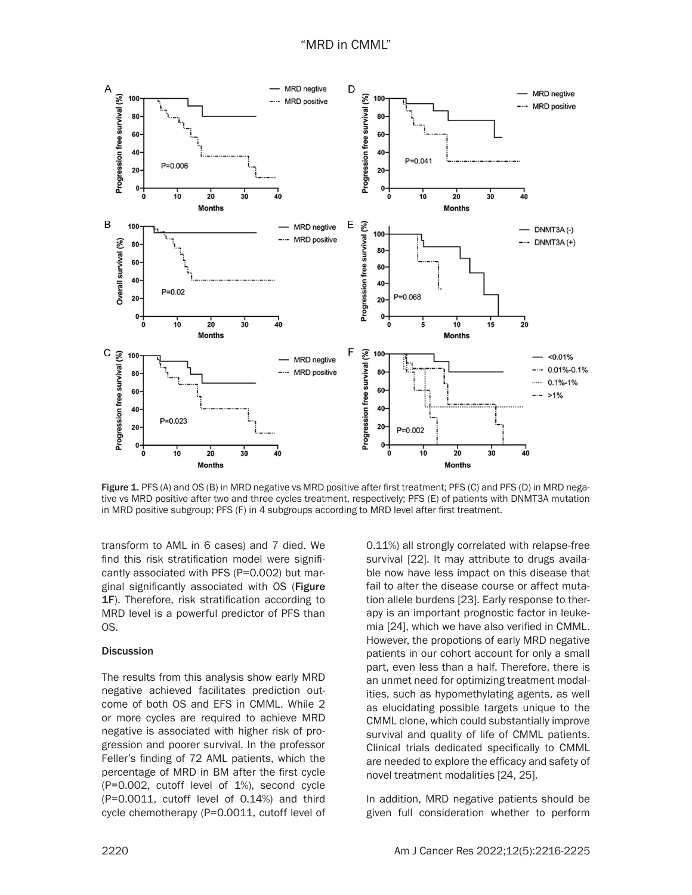Figure 1. PFS (A) and OS (B) in MRD negative vs MRD positive after first treatment; PFS (C) and PFS (D) in MRD negative vs MRD positive after two and three cycles treatment, respectively; PFS (E) of patients with DNMT3A mutation in MRD positive subgroup; PFS (F) in 4 subgroups according to MRD level after first treatment.

transform to AML in 6 cases) and 7 died. We find this risk stratification model were significantly associated with PFS (P=0.002) but marginal significantly associated with OS (**Figure 1F**). Therefore, risk stratification according to MRD level is a powerful predictor of PFS than OS.

## Discussion

The results from this analysis show early MRD negative achieved facilitates prediction outcome of both OS and EFS in CMML. While 2 or more cycles are required to achieve MRD negative is associated with higher risk of progression and poorer survival. In the professor Feller's finding of 72 AML patients, which the percentage of MRD in BM after the first cycle (P=0.002, cutoff level of 1%), second cycle (P=0.0011, cutoff level of 0.14%) and third cycle chemotherapy (P=0.0011, cutoff level of 0.11%) all strongly correlated with relapse-free survival [22]. It may attribute to drugs available now have less impact on this disease that fail to alter the disease course or affect mutation allele burdens [23]. Early response to therapy is an important prognostic factor in leukemia [24], which we have also verified in CMML. However, the propotions of early MRD negative patients in our cohort account for only a small part, even less than a half. Therefore, there is an unmet need for optimizing treatment modalities, such as hypomethylating agents, as well as elucidating possible targets unique to the CMML clone, which could substantially improve survival and quality of life of CMML patients. Clinical trials dedicated specifically to CMML are needed to explore the efficacy and safety of novel treatment modalities [24, 25].

In addition, MRD negative patients should be given full consideration whether to perform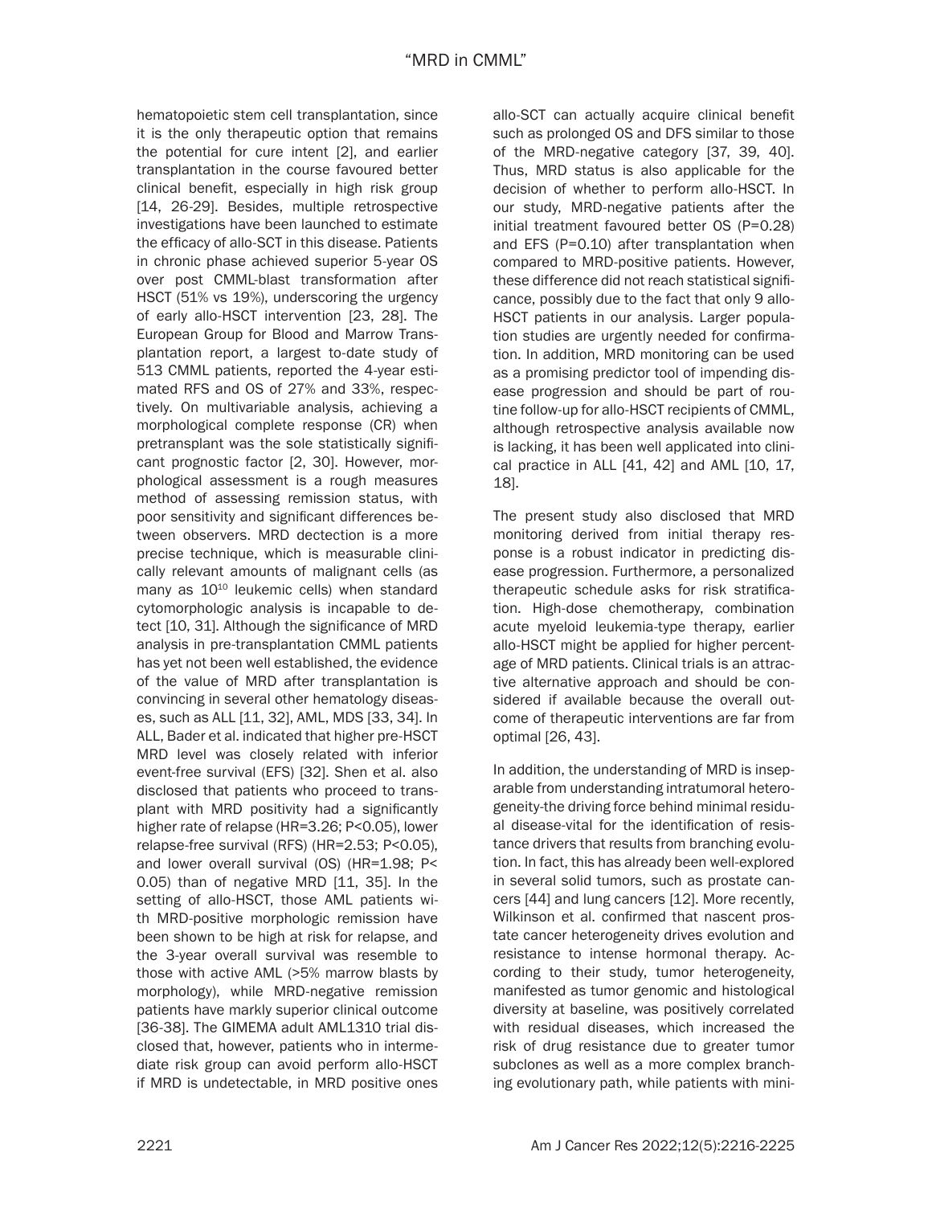hematopoietic stem cell transplantation, since it is the only therapeutic option that remains the potential for cure intent [2], and earlier transplantation in the course favoured better clinical benefit, especially in high risk group [14, 26-29]. Besides, multiple retrospective investigations have been launched to estimate the efficacy of allo-SCT in this disease. Patients in chronic phase achieved superior 5-year OS over post CMML-blast transformation after HSCT (51% vs 19%), underscoring the urgency of early allo-HSCT intervention [23, 28]. The European Group for Blood and Marrow Transplantation report, a largest to-date study of 513 CMML patients, reported the 4-year estimated RFS and OS of 27% and 33%, respectively. On multivariable analysis, achieving a morphological complete response (CR) when pretransplant was the sole statistically significant prognostic factor [2, 30]. However, morphological assessment is a rough measures method of assessing remission status, with poor sensitivity and significant differences between observers. MRD dectection is a more precise technique, which is measurable clinically relevant amounts of malignant cells (as many as $10^{10}$ leukemic cells) when standard cytomorphologic analysis is incapable to detect [10, 31]. Although the significance of MRD analysis in pre-transplantation CMML patients has yet not been well established, the evidence of the value of MRD after transplantation is convincing in several other hematology diseases, such as ALL [11, 32], AML, MDS [33, 34]. In ALL, Bader et al. indicated that higher pre-HSCT MRD level was closely related with inferior event-free survival (EFS) [32]. Shen et al. also disclosed that patients who proceed to transplant with MRD positivity had a significantly higher rate of relapse (HR=3.26; P<0.05), lower relapse-free survival (RFS) (HR=2.53; P<0.05), and lower overall survival (OS) (HR=1.98; P< 0.05) than of negative MRD [11, 35]. In the setting of allo-HSCT, those AML patients with MRD-positive morphologic remission have been shown to be high at risk for relapse, and the 3-year overall survival was resemble to those with active AML (>5% marrow blasts by morphology), while MRD-negative remission patients have markly superior clinical outcome [36-38]. The GIMEMA adult AML1310 trial disclosed that, however, patients who in intermediate risk group can avoid perform allo-HSCT if MRD is undetectable, in MRD positive ones allo-SCT can actually acquire clinical benefit such as prolonged OS and DFS similar to those of the MRD-negative category [37, 39, 40]. Thus, MRD status is also applicable for the decision of whether to perform allo-HSCT. In our study, MRD-negative patients after the initial treatment favoured better OS (P=0.28) and EFS (P=0.10) after transplantation when compared to MRD-positive patients. However, these difference did not reach statistical significance, possibly due to the fact that only 9 allo-HSCT patients in our analysis. Larger population studies are urgently needed for confirmation. In addition, MRD monitoring can be used as a promising predictor tool of impending disease progression and should be part of routine follow-up for allo-HSCT recipients of CMML, although retrospective analysis available now is lacking, it has been well applicated into clinical practice in ALL [41, 42] and AML [10, 17, 18].

The present study also disclosed that MRD monitoring derived from initial therapy response is a robust indicator in predicting disease progression. Furthermore, a personalized therapeutic schedule asks for risk stratification. High-dose chemotherapy, combination acute myeloid leukemia-type therapy, earlier allo-HSCT might be applied for higher percentage of MRD patients. Clinical trials is an attractive alternative approach and should be considered if available because the overall outcome of therapeutic interventions are far from optimal [26, 43].

In addition, the understanding of MRD is inseparable from understanding intratumoral heterogeneity-the driving force behind minimal residual disease-vital for the identification of resistance drivers that results from branching evolution. In fact, this has already been well-explored in several solid tumors, such as prostate cancers [44] and lung cancers [12]. More recently, Wilkinson et al. confirmed that nascent prostate cancer heterogeneity drives evolution and resistance to intense hormonal therapy. According to their study, tumor heterogeneity, manifested as tumor genomic and histological diversity at baseline, was positively correlated with residual diseases, which increased the risk of drug resistance due to greater tumor subclones as well as a more complex branching evolutionary path, while patients with mini-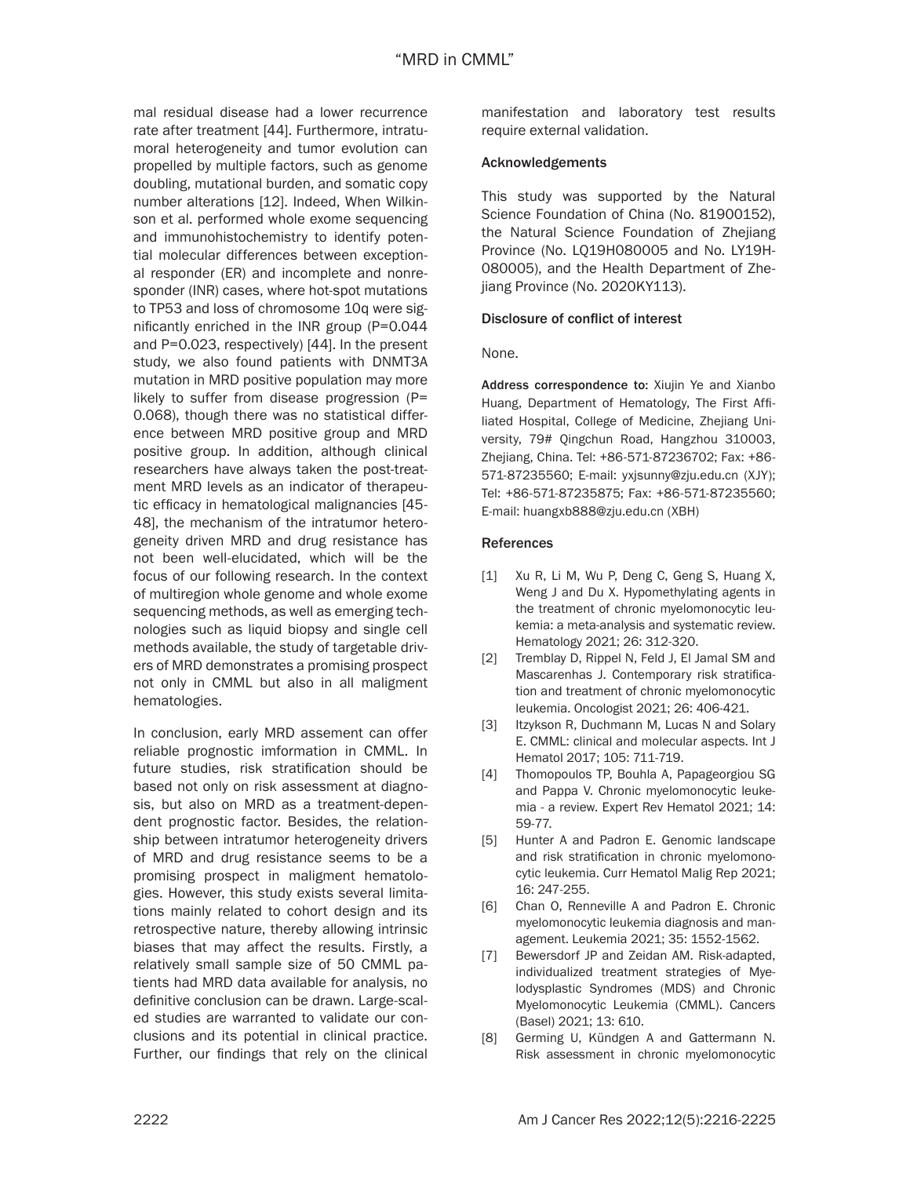mal residual disease had a lower recurrence rate after treatment [44]. Furthermore, intratumoral heterogeneity and tumor evolution can propelled by multiple factors, such as genome doubling, mutational burden, and somatic copy number alterations [12]. Indeed, When Wilkinson et al. performed whole exome sequencing and immunohistochemistry to identify potential molecular differences between exceptional responder (ER) and incomplete and nonresponder (INR) cases, where hot-spot mutations to TP53 and loss of chromosome 10q were significantly enriched in the INR group (P=0.044 and P=0.023, respectively) [44]. In the present study, we also found patients with DNMT3A mutation in MRD positive population may more likely to suffer from disease progression (P=0.068), though there was no statistical difference between MRD positive group and MRD positive group. In addition, although clinical researchers have always taken the post-treatment MRD levels as an indicator of therapeutic efficacy in hematological malignancies [45-48], the mechanism of the intratumor heterogeneity driven MRD and drug resistance has not been well-elucidated, which will be the focus of our following research. In the context of multiregion whole genome and whole exome sequencing methods, as well as emerging technologies such as liquid biopsy and single cell methods available, the study of targetable drivers of MRD demonstrates a promising prospect not only in CMML but also in all maligment hematologies.

In conclusion, early MRD assement can offer reliable prognostic imformation in CMML. In future studies, risk stratification should be based not only on risk assessment at diagnosis, but also on MRD as a treatment-dependent prognostic factor. Besides, the relationship between intratumor heterogeneity drivers of MRD and drug resistance seems to be a promising prospect in maligment hematologies. However, this study exists several limitations mainly related to cohort design and its retrospective nature, thereby allowing intrinsic biases that may affect the results. Firstly, a relatively small sample size of 50 CMML patients had MRD data available for analysis, no definitive conclusion can be drawn. Large-scaled studies are warranted to validate our conclusions and its potential in clinical practice. Further, our findings that rely on the clinical manifestation and laboratory test results require external validation.

## Acknowledgements

This study was supported by the Natural Science Foundation of China (No. 81900152), the Natural Science Foundation of Zhejiang Province (No. LQ19H080005 and No. LY19H080005), and the Health Department of Zhejiang Province (No. 2020KY113).

## Disclosure of conflict of interest

None.

**Address correspondence to:** Xiujin Ye and Xianbo Huang, Department of Hematology, The First Affiliated Hospital, College of Medicine, Zhejiang University, 79# Qingchun Road, Hangzhou 310003, Zhejiang, China. Tel: +86-571-87236702; Fax: +86-571-87235560; E-mail: yxjsunny@zju.edu.cn (XJY); Tel: +86-571-87235875; Fax: +86-571-87235560; E-mail: huangxb888@zju.edu.cn (XBH)

## References

[1] Xu R, Li M, Wu P, Deng C, Geng S, Huang X, Weng J and Du X. Hypomethylating agents in the treatment of chronic myelomonocytic leukemia: a meta-analysis and systematic review. Hematology 2021; 26: 312-320.

[2] Tremblay D, Rippel N, Feld J, El Jamal SM and Mascarenhas J. Contemporary risk stratification and treatment of chronic myelomonocytic leukemia. Oncologist 2021; 26: 406-421.

[3] Itzykson R, Duchmann M, Lucas N and Solary E. CMML: clinical and molecular aspects. Int J Hematol 2017; 105: 711-719.

[4] Thomopoulos TP, Bouhla A, Papageorgiou SG and Pappa V. Chronic myelomonocytic leukemia - a review. Expert Rev Hematol 2021; 14: 59-77.

[5] Hunter A and Padron E. Genomic landscape and risk stratification in chronic myelomonocytic leukemia. Curr Hematol Malig Rep 2021; 16: 247-255.

[6] Chan O, Renneville A and Padron E. Chronic myelomonocytic leukemia diagnosis and management. Leukemia 2021; 35: 1552-1562.

[7] Bewersdorf JP and Zeidan AM. Risk-adapted, individualized treatment strategies of Myelodysplastic Syndromes (MDS) and Chronic Myelomonocytic Leukemia (CMML). Cancers (Basel) 2021; 13: 610.

[8] Germing U, Kündgen A and Gattermann N. Risk assessment in chronic myelomonocytic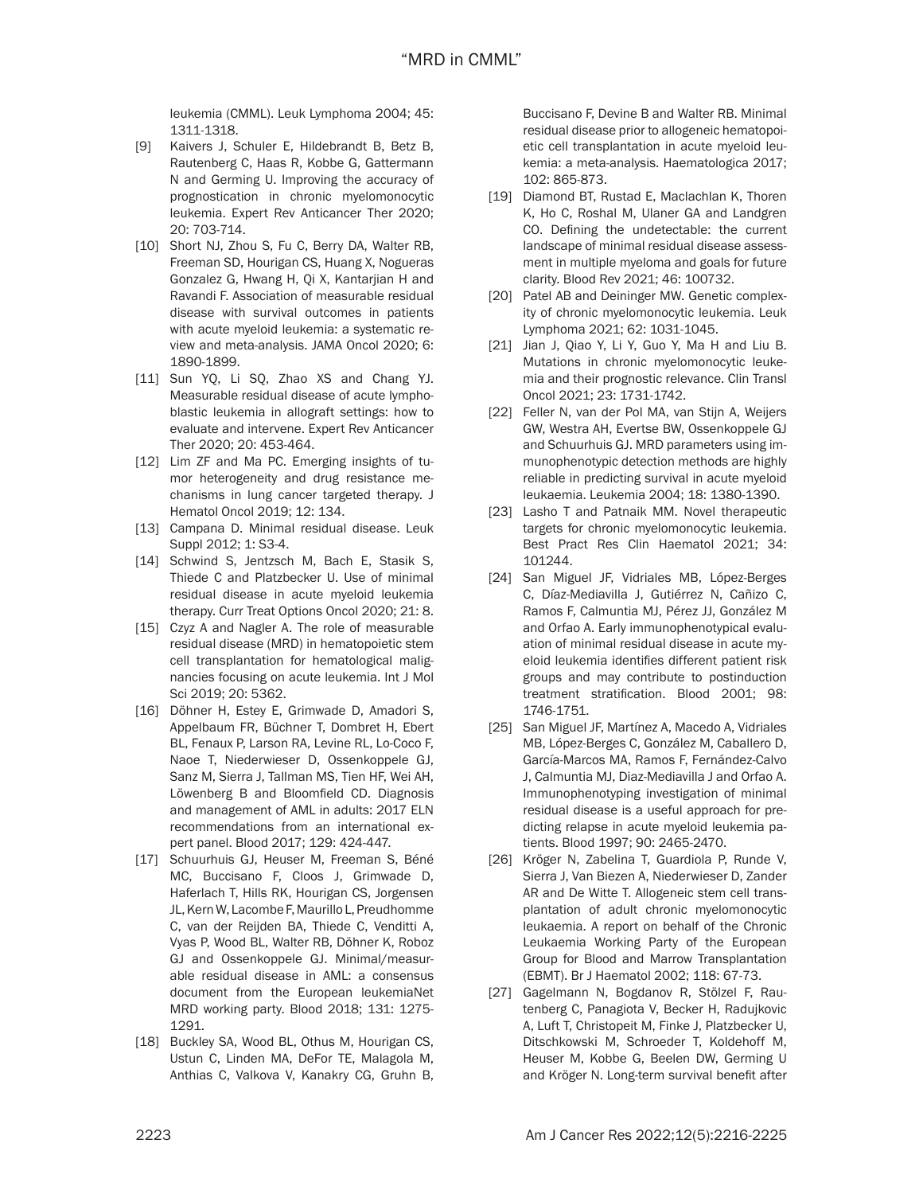leukemia (CMML). Leuk Lymphoma 2004; 45: 1311-1318.

[9] Kaivers J, Schuler E, Hildebrandt B, Betz B, Rautenberg C, Haas R, Kobbe G, Gattermann N and Germing U. Improving the accuracy of prognostication in chronic myelomonocytic leukemia. Expert Rev Anticancer Ther 2020; 20: 703-714.

[10] Short NJ, Zhou S, Fu C, Berry DA, Walter RB, Freeman SD, Hourigan CS, Huang X, Nogueras Gonzalez G, Hwang H, Qi X, Kantarjian H and Ravandi F. Association of measurable residual disease with survival outcomes in patients with acute myeloid leukemia: a systematic review and meta-analysis. JAMA Oncol 2020; 6: 1890-1899.

[11] Sun YQ, Li SQ, Zhao XS and Chang YJ. Measurable residual disease of acute lymphoblastic leukemia in allograft settings: how to evaluate and intervene. Expert Rev Anticancer Ther 2020; 20: 453-464.

[12] Lim ZF and Ma PC. Emerging insights of tumor heterogeneity and drug resistance mechanisms in lung cancer targeted therapy. J Hematol Oncol 2019; 12: 134.

[13] Campana D. Minimal residual disease. Leuk Suppl 2012; 1: S3-4.

[14] Schwind S, Jentzsch M, Bach E, Stasik S, Thiede C and Platzbecker U. Use of minimal residual disease in acute myeloid leukemia therapy. Curr Treat Options Oncol 2020; 21: 8.

[15] Czyz A and Nagler A. The role of measurable residual disease (MRD) in hematopoietic stem cell transplantation for hematological malignancies focusing on acute leukemia. Int J Mol Sci 2019; 20: 5362.

[16] Döhner H, Estey E, Grimwade D, Amadori S, Appelbaum FR, Büchner T, Dombret H, Ebert BL, Fenaux P, Larson RA, Levine RL, Lo-Coco F, Naoe T, Niederwieser D, Ossenkoppele GJ, Sanz M, Sierra J, Tallman MS, Tien HF, Wei AH, Löwenberg B and Bloomfield CD. Diagnosis and management of AML in adults: 2017 ELN recommendations from an international expert panel. Blood 2017; 129: 424-447.

[17] Schuurhuis GJ, Heuser M, Freeman S, Béné MC, Buccisano F, Cloos J, Grimwade D, Haferlach T, Hills RK, Hourigan CS, Jorgensen JL, Kern W, Lacombe F, Maurillo L, Preudhomme C, van der Reijden BA, Thiede C, Venditti A, Vyas P, Wood BL, Walter RB, Döhner K, Roboz GJ and Ossenkoppele GJ. Minimal/measurable residual disease in AML: a consensus document from the European leukemiaNet MRD working party. Blood 2018; 131: 1275-1291.

[18] Buckley SA, Wood BL, Othus M, Hourigan CS, Ustun C, Linden MA, DeFor TE, Malagola M, Anthias C, Valkova V, Kanakry CG, Gruhn B, Buccisano F, Devine B and Walter RB. Minimal residual disease prior to allogeneic hematopoietic cell transplantation in acute myeloid leukemia: a meta-analysis. Haematologica 2017; 102: 865-873.

[19] Diamond BT, Rustad E, Maclachlan K, Thoren K, Ho C, Roshal M, Ulaner GA and Landgren CO. Defining the undetectable: the current landscape of minimal residual disease assessment in multiple myeloma and goals for future clarity. Blood Rev 2021; 46: 100732.

[20] Patel AB and Deininger MW. Genetic complexity of chronic myelomonocytic leukemia. Leuk Lymphoma 2021; 62: 1031-1045.

[21] Jian J, Qiao Y, Li Y, Guo Y, Ma H and Liu B. Mutations in chronic myelomonocytic leukemia and their prognostic relevance. Clin Transl Oncol 2021; 23: 1731-1742.

[22] Feller N, van der Pol MA, van Stijn A, Weijers GW, Westra AH, Evertse BW, Ossenkoppele GJ and Schuurhuis GJ. MRD parameters using immunophenotypic detection methods are highly reliable in predicting survival in acute myeloid leukaemia. Leukemia 2004; 18: 1380-1390.

[23] Lasho T and Patnaik MM. Novel therapeutic targets for chronic myelomonocytic leukemia. Best Pract Res Clin Haematol 2021; 34: 101244.

[24] San Miguel JF, Vidriales MB, López-Berges C, Díaz-Mediavilla J, Gutiérrez N, Cañizo C, Ramos F, Calmuntia MJ, Pérez JJ, González M and Orfao A. Early immunophenotypical evaluation of minimal residual disease in acute myeloid leukemia identifies different patient risk groups and may contribute to postinduction treatment stratification. Blood 2001; 98: 1746-1751.

[25] San Miguel JF, Martínez A, Macedo A, Vidriales MB, López-Berges C, González M, Caballero D, García-Marcos MA, Ramos F, Fernández-Calvo J, Calmuntia MJ, Diaz-Mediavilla J and Orfao A. Immunophenotyping investigation of minimal residual disease is a useful approach for predicting relapse in acute myeloid leukemia patients. Blood 1997; 90: 2465-2470.

[26] Kröger N, Zabelina T, Guardiola P, Runde V, Sierra J, Van Biezen A, Niederwieser D, Zander AR and De Witte T. Allogeneic stem cell transplantation of adult chronic myelomonocytic leukaemia. A report on behalf of the Chronic Leukaemia Working Party of the European Group for Blood and Marrow Transplantation (EBMT). Br J Haematol 2002; 118: 67-73.

[27] Gagelmann N, Bogdanov R, Stölzel F, Rautenberg C, Panagiota V, Becker H, Radujkovic A, Luft T, Christopeit M, Finke J, Platzbecker U, Ditschkowski M, Schroeder T, Koldehoff M, Heuser M, Kobbe G, Beelen DW, Germing U and Kröger N. Long-term survival benefit after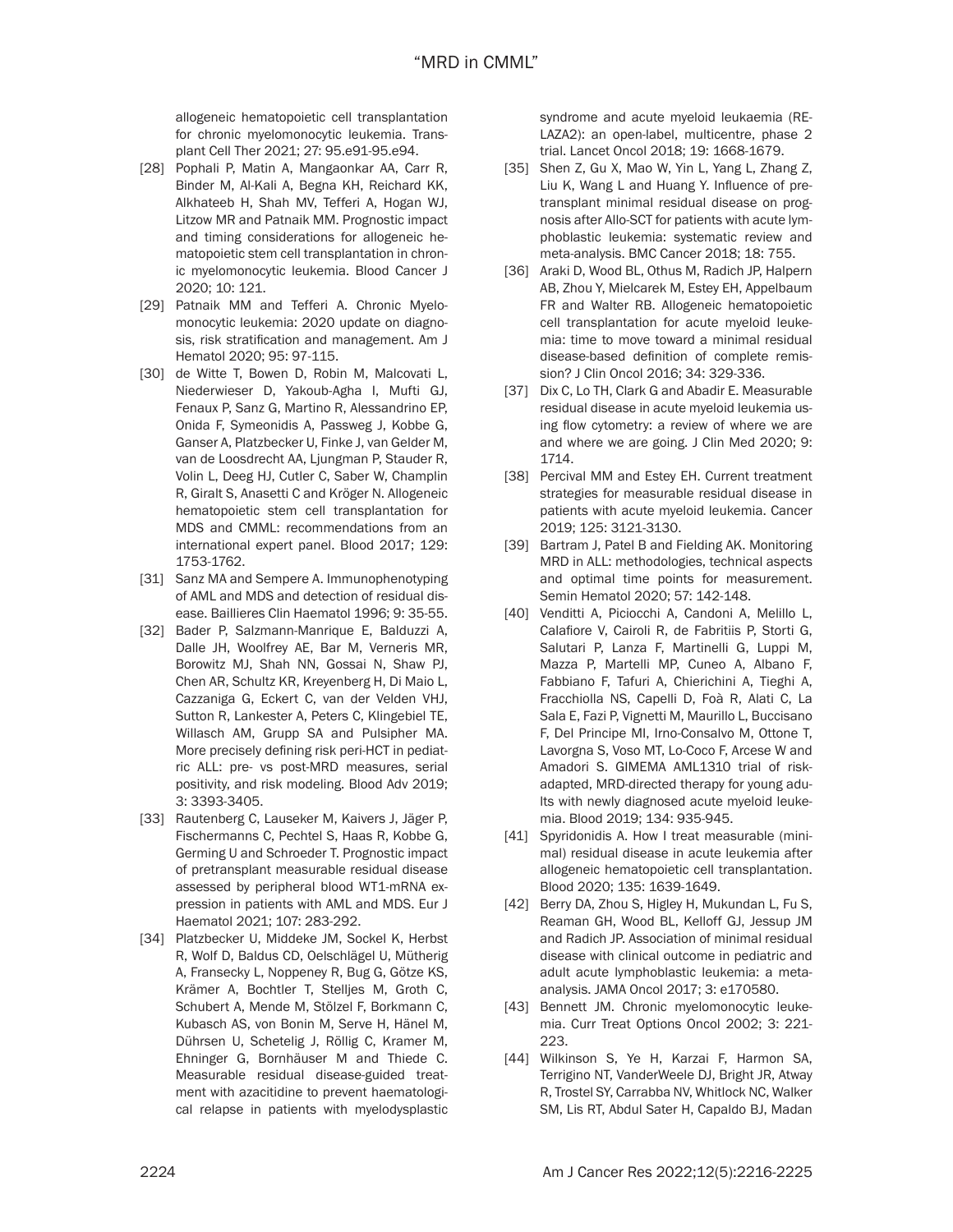allogeneic hematopoietic cell transplantation for chronic myelomonocytic leukemia. Transplant Cell Ther 2021; 27: 95.e91-95.e94.

[28] Pophali P, Matin A, Mangaonkar AA, Carr R, Binder M, Al-Kali A, Begna KH, Reichard KK, Alkhateeb H, Shah MV, Tefferi A, Hogan WJ, Litzow MR and Patnaik MM. Prognostic impact and timing considerations for allogeneic hematopoietic stem cell transplantation in chronic myelomonocytic leukemia. Blood Cancer J 2020; 10: 121.

[29] Patnaik MM and Tefferi A. Chronic Myelomonocytic leukemia: 2020 update on diagnosis, risk stratification and management. Am J Hematol 2020; 95: 97-115.

[30] de Witte T, Bowen D, Robin M, Malcovati L, Niederwieser D, Yakoub-Agha I, Mufti GJ, Fenaux P, Sanz G, Martino R, Alessandrino EP, Onida F, Symeonidis A, Passweg J, Kobbe G, Ganser A, Platzbecker U, Finke J, van Gelder M, van de Loosdrecht AA, Ljungman P, Stauder R, Volin L, Deeg HJ, Cutler C, Saber W, Champlin R, Giralt S, Anasetti C and Kröger N. Allogeneic hematopoietic stem cell transplantation for MDS and CMML: recommendations from an international expert panel. Blood 2017; 129: 1753-1762.

[31] Sanz MA and Sempere A. Immunophenotyping of AML and MDS and detection of residual disease. Baillieres Clin Haematol 1996; 9: 35-55.

[32] Bader P, Salzmann-Manrique E, Balduzzi A, Dalle JH, Woolfrey AE, Bar M, Verneris MR, Borowitz MJ, Shah NN, Gossai N, Shaw PJ, Chen AR, Schultz KR, Kreyenberg H, Di Maio L, Cazzaniga G, Eckert C, van der Velden VHJ, Sutton R, Lankester A, Peters C, Klingebiel TE, Willasch AM, Grupp SA and Pulsipher MA. More precisely defining risk peri-HCT in pediatric ALL: pre- vs post-MRD measures, serial positivity, and risk modeling. Blood Adv 2019; 3: 3393-3405.

[33] Rautenberg C, Lauseker M, Kaivers J, Jäger P, Fischermanns C, Pechtel S, Haas R, Kobbe G, Germing U and Schroeder T. Prognostic impact of pretransplant measurable residual disease assessed by peripheral blood WT1-mRNA expression in patients with AML and MDS. Eur J Haematol 2021; 107: 283-292.

[34] Platzbecker U, Middeke JM, Sockel K, Herbst R, Wolf D, Baldus CD, Oelschlägel U, Mütherig A, Fransecky L, Noppeney R, Bug G, Götze KS, Krämer A, Bochtler T, Stelljes M, Groth C, Schubert A, Mende M, Stölzel F, Borkmann C, Kubasch AS, von Bonin M, Serve H, Hänel M, Dührsen U, Schetelig J, Röllig C, Kramer M, Ehninger G, Bornhäuser M and Thiede C. Measurable residual disease-guided treatment with azacitidine to prevent haematological relapse in patients with myelodysplastic syndrome and acute myeloid leukaemia (RELAZA2): an open-label, multicentre, phase 2 trial. Lancet Oncol 2018; 19: 1668-1679.

[35] Shen Z, Gu X, Mao W, Yin L, Yang L, Zhang Z, Liu K, Wang L and Huang Y. Influence of pre-transplant minimal residual disease on prognosis after Allo-SCT for patients with acute lymphoblastic leukemia: systematic review and meta-analysis. BMC Cancer 2018; 18: 755.

[36] Araki D, Wood BL, Othus M, Radich JP, Halpern AB, Zhou Y, Mielcarek M, Estey EH, Appelbaum FR and Walter RB. Allogeneic hematopoietic cell transplantation for acute myeloid leukemia: time to move toward a minimal residual disease-based definition of complete remission? J Clin Oncol 2016; 34: 329-336.

[37] Dix C, Lo TH, Clark G and Abadir E. Measurable residual disease in acute myeloid leukemia using flow cytometry: a review of where we are and where we are going. J Clin Med 2020; 9: 1714.

[38] Percival MM and Estey EH. Current treatment strategies for measurable residual disease in patients with acute myeloid leukemia. Cancer 2019; 125: 3121-3130.

[39] Bartram J, Patel B and Fielding AK. Monitoring MRD in ALL: methodologies, technical aspects and optimal time points for measurement. Semin Hematol 2020; 57: 142-148.

[40] Venditti A, Piciocchi A, Candoni A, Melillo L, Calafiore V, Cairoli R, de Fabritiis P, Storti G, Salutari P, Lanza F, Martinelli G, Luppi M, Mazza P, Martelli MP, Cuneo A, Albano F, Fabbiano F, Tafuri A, Chierichini A, Tieghi A, Fracchiolla NS, Capelli D, Foà R, Alati C, La Sala E, Fazi P, Vignetti M, Maurillo L, Buccisano F, Del Principe MI, Irno-Consalvo M, Ottone T, Lavorgna S, Voso MT, Lo-Coco F, Arcese W and Amadori S. GIMEMA AML1310 trial of risk-adapted, MRD-directed therapy for young adults with newly diagnosed acute myeloid leukemia. Blood 2019; 134: 935-945.

[41] Spyridonidis A. How I treat measurable (minimal) residual disease in acute leukemia after allogeneic hematopoietic cell transplantation. Blood 2020; 135: 1639-1649.

[42] Berry DA, Zhou S, Higley H, Mukundan L, Fu S, Reaman GH, Wood BL, Kelloff GJ, Jessup JM and Radich JP. Association of minimal residual disease with clinical outcome in pediatric and adult acute lymphoblastic leukemia: a meta-analysis. JAMA Oncol 2017; 3: e170580.

[43] Bennett JM. Chronic myelomonocytic leukemia. Curr Treat Options Oncol 2002; 3: 221-223.

[44] Wilkinson S, Ye H, Karzai F, Harmon SA, Terrigino NT, VanderWeele DJ, Bright JR, Atway R, Trostel SY, Carrabba NV, Whitlock NC, Walker SM, Lis RT, Abdul Sater H, Capaldo BJ, Madan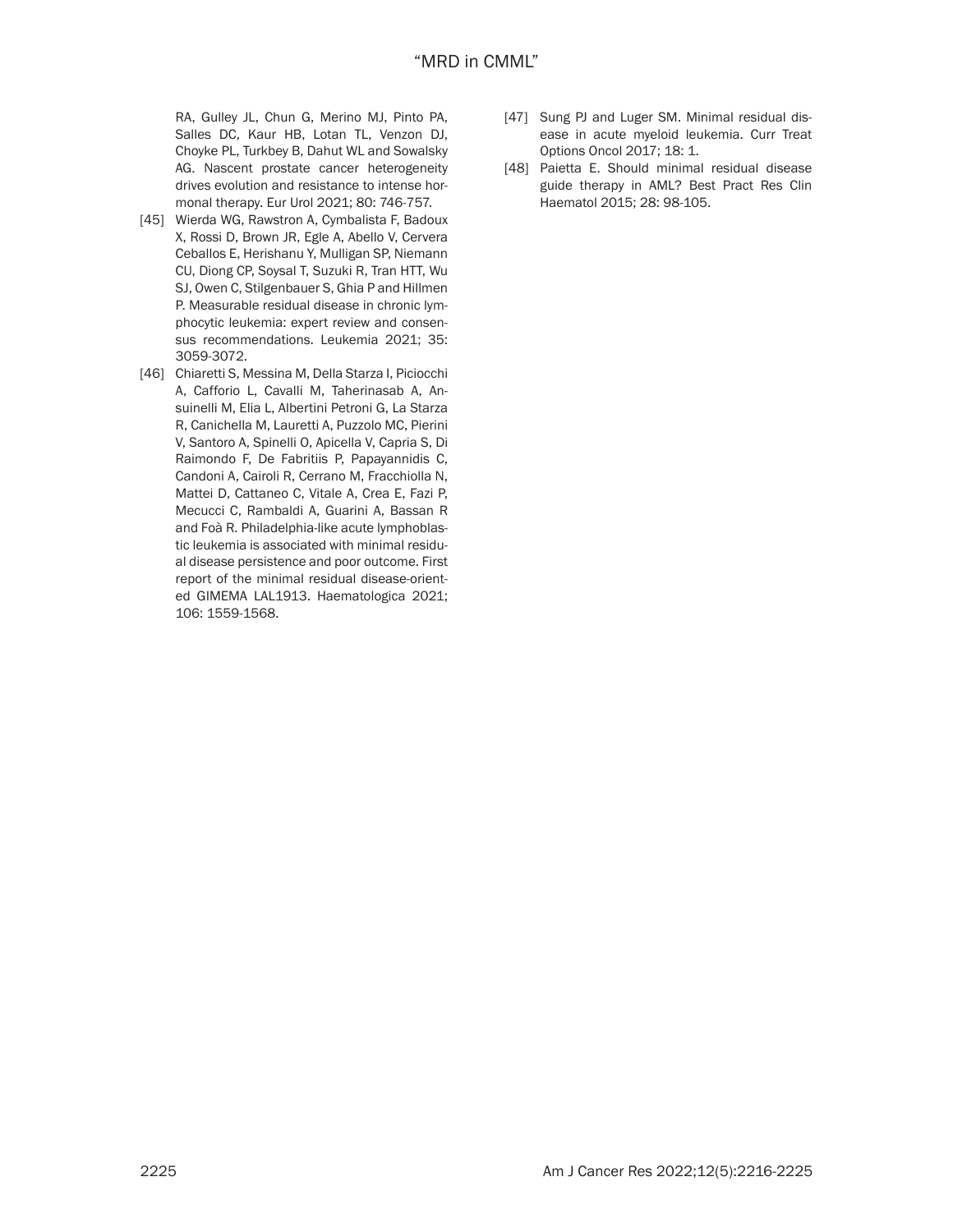RA, Gulley JL, Chun G, Merino MJ, Pinto PA, Salles DC, Kaur HB, Lotan TL, Venzon DJ, Choyke PL, Turkbey B, Dahut WL and Sowalsky AG. Nascent prostate cancer heterogeneity drives evolution and resistance to intense hormonal therapy. Eur Urol 2021; 80: 746-757.

[45] Wierda WG, Rawstron A, Cymbalista F, Badoux X, Rossi D, Brown JR, Egle A, Abello V, Cervera Ceballos E, Herishanu Y, Mulligan SP, Niemann CU, Diong CP, Soysal T, Suzuki R, Tran HTT, Wu SJ, Owen C, Stilgenbauer S, Ghia P and Hillmen P. Measurable residual disease in chronic lymphocytic leukemia: expert review and consensus recommendations. Leukemia 2021; 35: 3059-3072.

[46] Chiaretti S, Messina M, Della Starza I, Piciocchi A, Cafforio L, Cavalli M, Taherinasab A, Ansuinelli M, Elia L, Albertini Petroni G, La Starza R, Canichella M, Lauretti A, Puzzolo MC, Pierini V, Santoro A, Spinelli O, Apicella V, Capria S, Di Raimondo F, De Fabritiis P, Papayannidis C, Candoni A, Cairoli R, Cerrano M, Fracchiolla N, Mattei D, Cattaneo C, Vitale A, Crea E, Fazi P, Mecucci C, Rambaldi A, Guarini A, Bassan R and Foà R. Philadelphia-like acute lymphoblastic leukemia is associated with minimal residual disease persistence and poor outcome. First report of the minimal residual disease-oriented GIMEMA LAL1913. Haematologica 2021; 106: 1559-1568.

[47] Sung PJ and Luger SM. Minimal residual disease in acute myeloid leukemia. Curr Treat Options Oncol 2017; 18: 1.

[48] Paietta E. Should minimal residual disease guide therapy in AML? Best Pract Res Clin Haematol 2015; 28: 98-105.